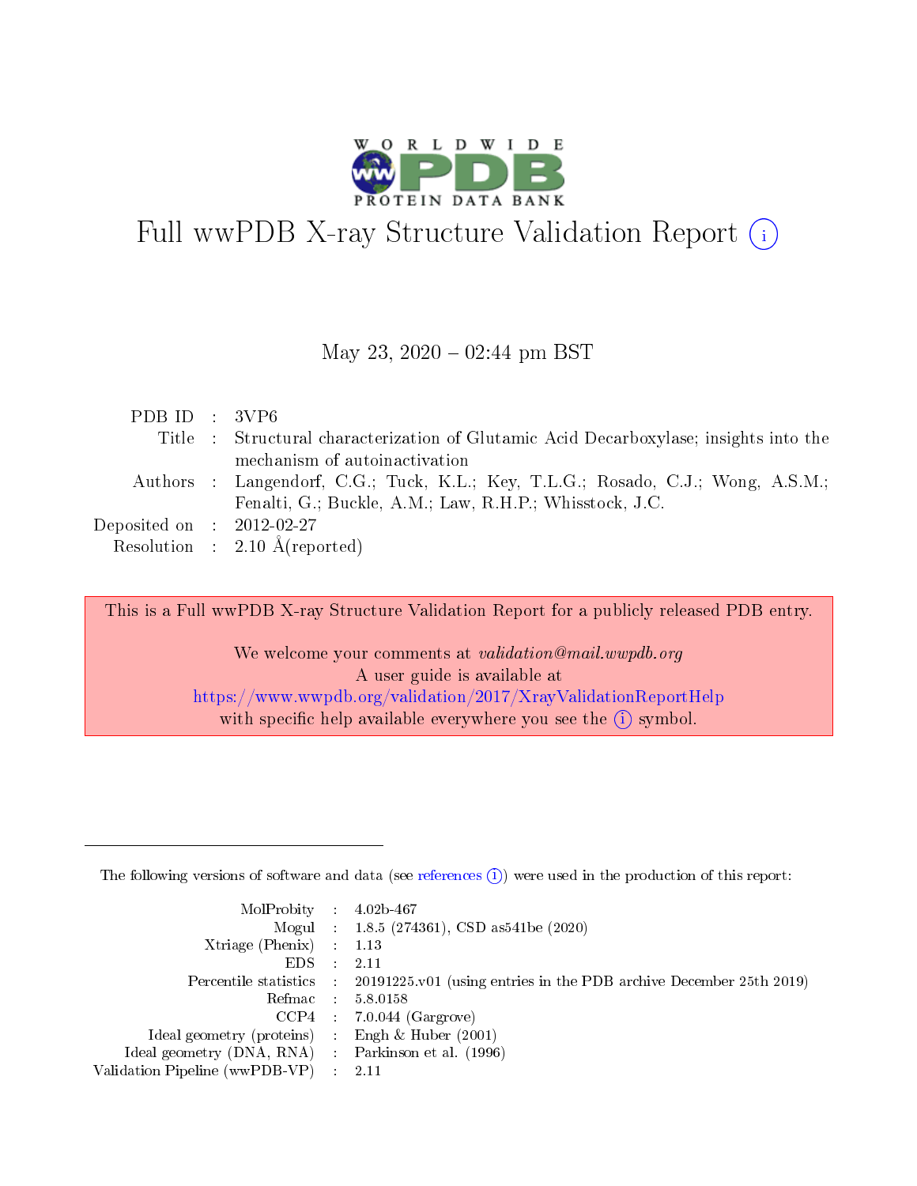# Full wwPDB X-ray Structure Validation Report (i)

May 23, 2020 – 02:44 pm BST

| | | |
|---|---|---|
| PDB ID | : | 3VP6 |
| Title | : | Structural characterization of Glutamic Acid Decarboxylase; insights into the mechanism of autoinactivation |
| Authors | : | Langendorf, C.G.; Tuck, K.L.; Key, T.L.G.; Rosado, C.J.; Wong, A.S.M.; Fenalti, G.; Buckle, A.M.; Law, R.H.P.; Whisstock, J.C. |
| Deposited on | : | 2012-02-27 |
| Resolution | : | 2.10 Å(reported) |

This is a Full wwPDB X-ray Structure Validation Report for a publicly released PDB entry.

We welcome your comments at *validation@mail.wwpdb.org*
A user guide is available at
https://www.wwpdb.org/validation/2017/XrayValidationReportHelp
with specific help available everywhere you see the (i) symbol.

---

The following versions of software and data (see references (i)) were used in the production of this report:

| | | |
|---|---|---|
| MolProbity | : | 4.02b-467 |
| Mogul | : | 1.8.5 (274361), CSD as541be (2020) |
| Xtriage (Phenix) | : | 1.13 |
| EDS | : | 2.11 |
| Percentile statistics | : | 20191225.v01 (using entries in the PDB archive December 25th 2019) |
| Refmac | : | 5.8.0158 |
| CCP4 | : | 7.0.044 (Gargrove) |
| Ideal geometry (proteins) | : | Engh & Huber (2001) |
| Ideal geometry (DNA, RNA) | : | Parkinson et al. (1996) |
| Validation Pipeline (wwPDB-VP) | : | 2.11 |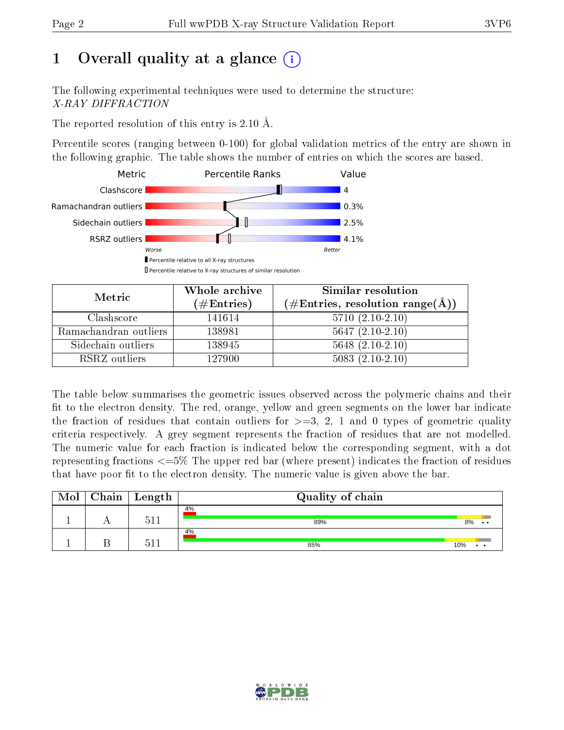# 1 Overall quality at a glance

The following experimental techniques were used to determine the structure:
*X-RAY DIFFRACTION*

The reported resolution of this entry is 2.10 Å.

Percentile scores (ranging between 0-100) for global validation metrics of the entry are shown in the following graphic. The table shows the number of entries on which the scores are based.

| Metric | Value |
|---|---|
| Clashscore | 4 |
| Ramachandran outliers | 0.3% |
| Sidechain outliers | 2.5% |
| RSRZ outliers | 4.1% |

| Metric | Whole archive (#Entries) | Similar resolution (#Entries, resolution range(Å)) |
|---|---|---|
| Clashscore | 141614 | 5710 (2.10-2.10) |
| Ramachandran outliers | 138981 | 5647 (2.10-2.10) |
| Sidechain outliers | 138945 | 5648 (2.10-2.10) |
| RSRZ outliers | 127900 | 5083 (2.10-2.10) |

The table below summarises the geometric issues observed across the polymeric chains and their fit to the electron density. The red, orange, yellow and green segments on the lower bar indicate the fraction of residues that contain outliers for >=3, 2, 1 and 0 types of geometric quality criteria respectively. A grey segment represents the fraction of residues that are not modelled. The numeric value for each fraction is indicated below the corresponding segment, with a dot representing fractions <=5% The upper red bar (where present) indicates the fraction of residues that have poor fit to the electron density. The numeric value is given above the bar.

| Mol | Chain | Length | Quality of chain |
|---|---|---|---|
| 1 | A | 511 | 4%; 89%, 8%, •, • |
| 1 | B | 511 | 4%; 85%, 10%, •, • |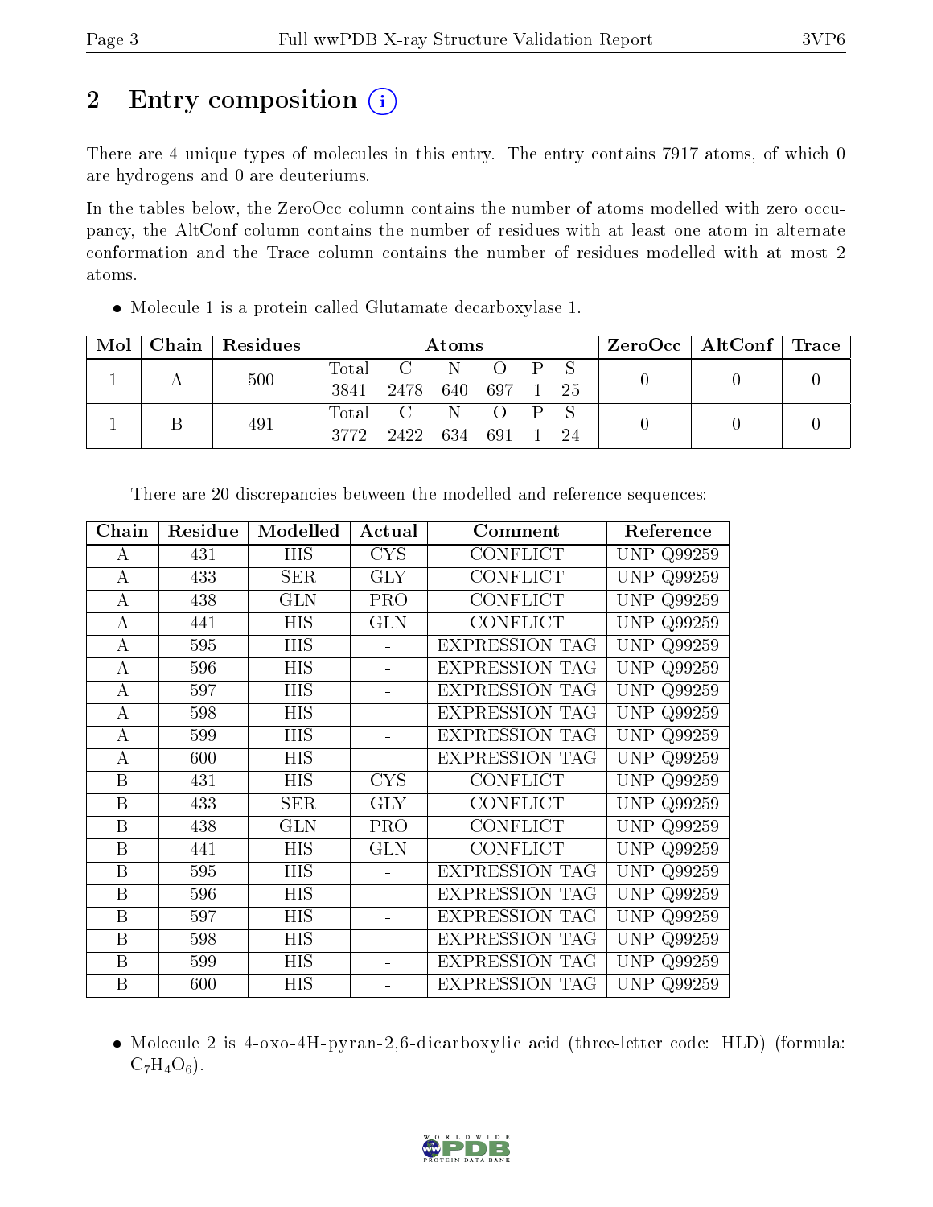# 2 Entry composition (i)

There are 4 unique types of molecules in this entry. The entry contains 7917 atoms, of which 0 are hydrogens and 0 are deuteriums.

In the tables below, the ZeroOcc column contains the number of atoms modelled with zero occupancy, the AltConf column contains the number of residues with at least one atom in alternate conformation and the Trace column contains the number of residues modelled with at most 2 atoms.

- Molecule 1 is a protein called Glutamate decarboxylase 1.

| Mol | Chain | Residues | Atoms | | | | | | ZeroOcc | AltConf | Trace |
|---|---|---|---|---|---|---|---|---|---|---|---|
| 1 | A | 500 | Total 3841 | C 2478 | N 640 | O 697 | P 1 | S 25 | 0 | 0 | 0 |
| 1 | B | 491 | Total 3772 | C 2422 | N 634 | O 691 | P 1 | S 24 | 0 | 0 | 0 |

There are 20 discrepancies between the modelled and reference sequences:

| Chain | Residue | Modelled | Actual | Comment | Reference |
|---|---|---|---|---|---|
| A | 431 | HIS | CYS | CONFLICT | UNP Q99259 |
| A | 433 | SER | GLY | CONFLICT | UNP Q99259 |
| A | 438 | GLN | PRO | CONFLICT | UNP Q99259 |
| A | 441 | HIS | GLN | CONFLICT | UNP Q99259 |
| A | 595 | HIS | - | EXPRESSION TAG | UNP Q99259 |
| A | 596 | HIS | - | EXPRESSION TAG | UNP Q99259 |
| A | 597 | HIS | - | EXPRESSION TAG | UNP Q99259 |
| A | 598 | HIS | - | EXPRESSION TAG | UNP Q99259 |
| A | 599 | HIS | - | EXPRESSION TAG | UNP Q99259 |
| A | 600 | HIS | - | EXPRESSION TAG | UNP Q99259 |
| B | 431 | HIS | CYS | CONFLICT | UNP Q99259 |
| B | 433 | SER | GLY | CONFLICT | UNP Q99259 |
| B | 438 | GLN | PRO | CONFLICT | UNP Q99259 |
| B | 441 | HIS | GLN | CONFLICT | UNP Q99259 |
| B | 595 | HIS | - | EXPRESSION TAG | UNP Q99259 |
| B | 596 | HIS | - | EXPRESSION TAG | UNP Q99259 |
| B | 597 | HIS | - | EXPRESSION TAG | UNP Q99259 |
| B | 598 | HIS | - | EXPRESSION TAG | UNP Q99259 |
| B | 599 | HIS | - | EXPRESSION TAG | UNP Q99259 |
| B | 600 | HIS | - | EXPRESSION TAG | UNP Q99259 |

- Molecule 2 is 4-oxo-4H-pyran-2,6-dicarboxylic acid (three-letter code: HLD) (formula: $C_7H_4O_6$).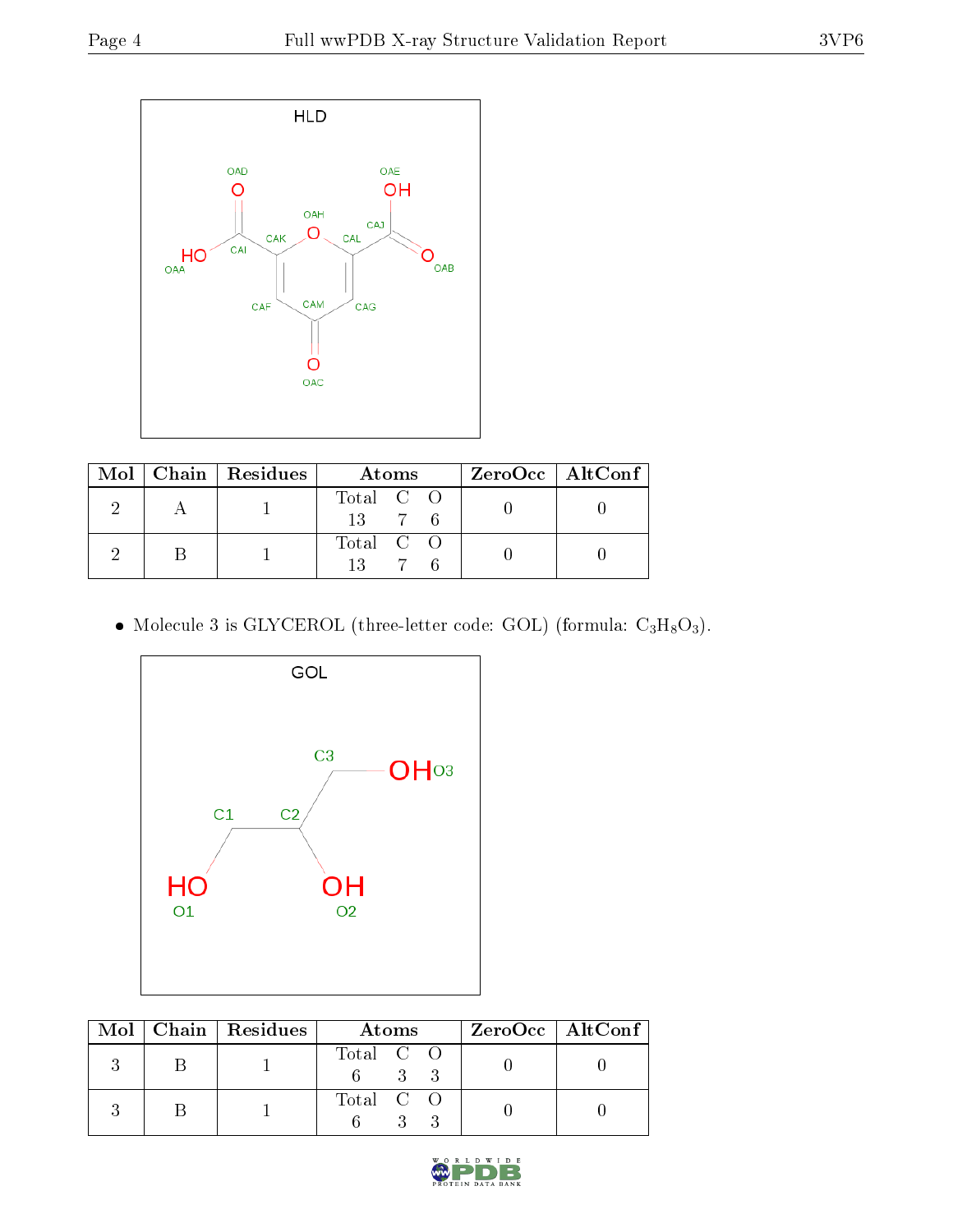| Mol | Chain | Residues | Atoms | ZeroOcc | AltConf |
|---|---|---|---|---|---|
| 2 | A | 1 | Total C O<br>13 7 6 | 0 | 0 |
| 2 | B | 1 | Total C O<br>13 7 6 | 0 | 0 |

- Molecule 3 is GLYCEROL (three-letter code: GOL) (formula: $C_3H_8O_3$).

| Mol | Chain | Residues | Atoms | ZeroOcc | AltConf |
|---|---|---|---|---|---|
| 3 | B | 1 | Total C O<br>6 3 3 | 0 | 0 |
| 3 | B | 1 | Total C O<br>6 3 3 | 0 | 0 |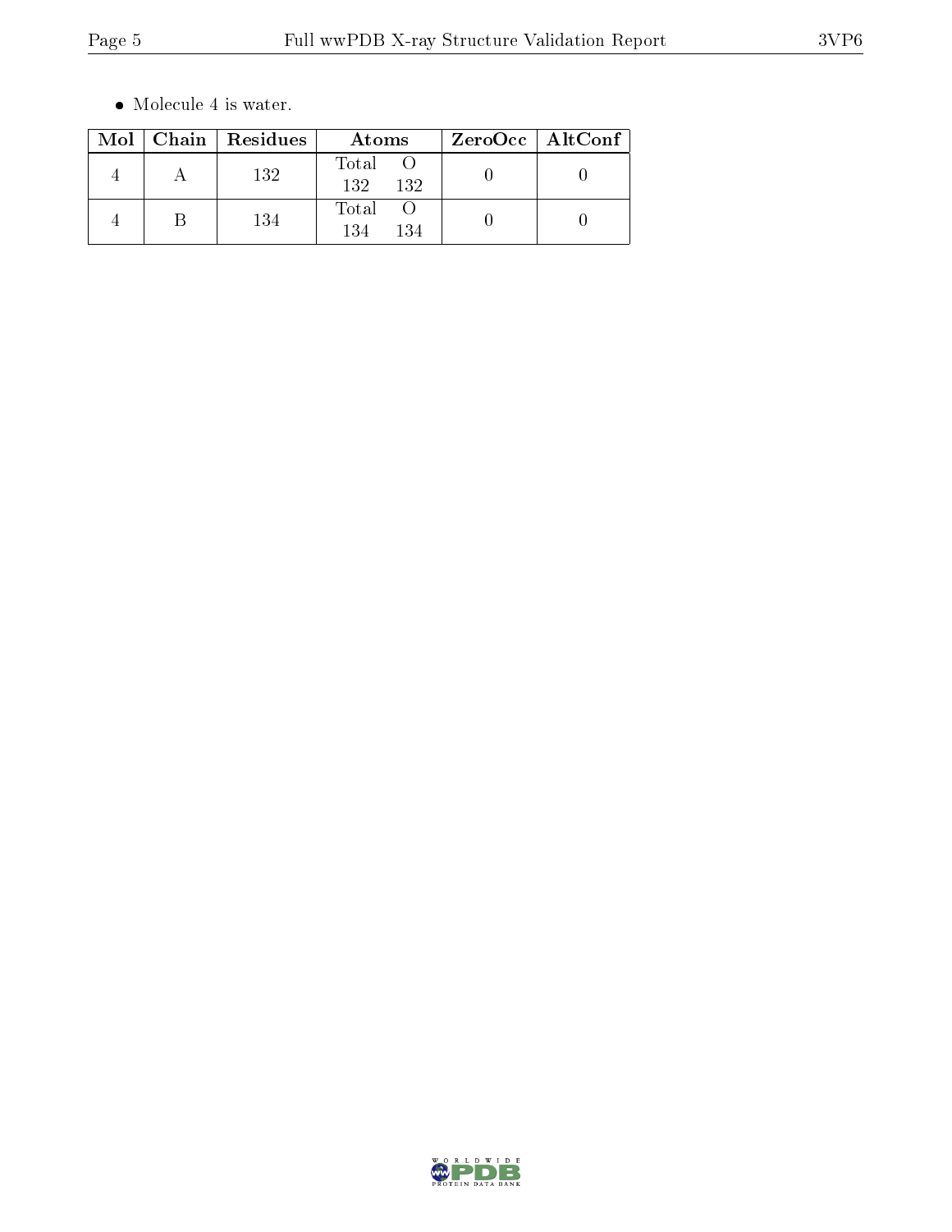- Molecule 4 is water.

| Mol | Chain | Residues | Atoms | | ZeroOcc | AltConf |
|---|---|---|---|---|---|---|
| 4 | A | 132 | Total 132 | O 132 | 0 | 0 |
| 4 | B | 134 | Total 134 | O 134 | 0 | 0 |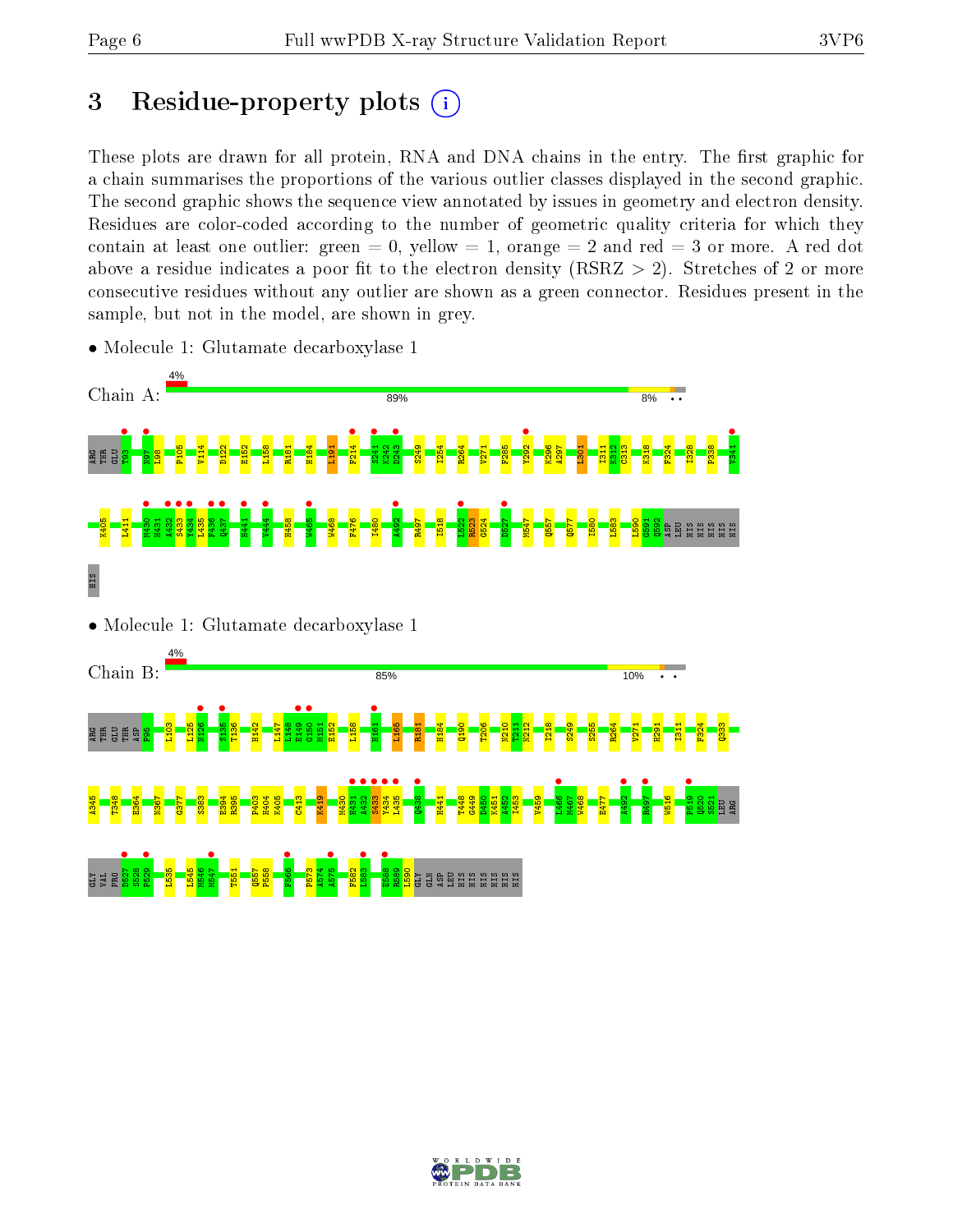# 3 Residue-property plots

These plots are drawn for all protein, RNA and DNA chains in the entry. The first graphic for a chain summarises the proportions of the various outlier classes displayed in the second graphic. The second graphic shows the sequence view annotated by issues in geometry and electron density. Residues are color-coded according to the number of geometric quality criteria for which they contain at least one outlier: green = 0, yellow = 1, orange = 2 and red = 3 or more. A red dot above a residue indicates a poor fit to the electron density (RSRZ > 2). Stretches of 2 or more consecutive residues without any outlier are shown as a green connector. Residues present in the sample, but not in the model, are shown in grey.

- Molecule 1: Glutamate decarboxylase 1

Chain A: 4% | 89% | 8% • •

ARG THR GLU T93 N97 L98 P105 V114 D122 E152 L158 R181 H184 L191 F214 S241 K242 D243 S249 I254 R264 V271 F285 Y292 K296 A297 L301 I311 K312 C313 K318 F324 I328 P338 V341 K405 I411 M430 H431 A432 S433 Y434 L435 F436 Q437 H441 W444 H458 W465 W468 F476 I480 A492 R497 I518 L522 R523 G524 D527 M547 Q557 Q577 I580 L583 L590 G591 Q592 ASP LEU HIS HIS HIS HIS HIS HIS

- Molecule 1: Glutamate decarboxylase 1

Chain B: 4% | 85% | 10% • •

ARG THR GLU THR ASP P95 L103 L125 N126 S135 T136 H142 L147 L148 E149 G150 M151 E152 L158 H161 L165 R181 H184 Q190 T206 N210 T211 N212 I218 S249 S255 R264 V271 H291 I311 F324 Q333 A345 T348 E364 N367 G377 S383 E394 R395 P403 H404 K405 C413 K419 M430 H431 A432 S433 Y434 L435 Q438 H441 T448 G449 D450 K451 A452 I453 V459 I466 M467 W468 E477 A492 R497 W516 F519 Q520 S521 LEU ARG GLY VAL PRO D527 S528 P529 L535 L545 M546 M547 T551 Q557 F558 F566 P573 A574 A575 F582 L583 E588 R589 L590 GLY GLN ASP LEU HIS HIS HIS HIS HIS HIS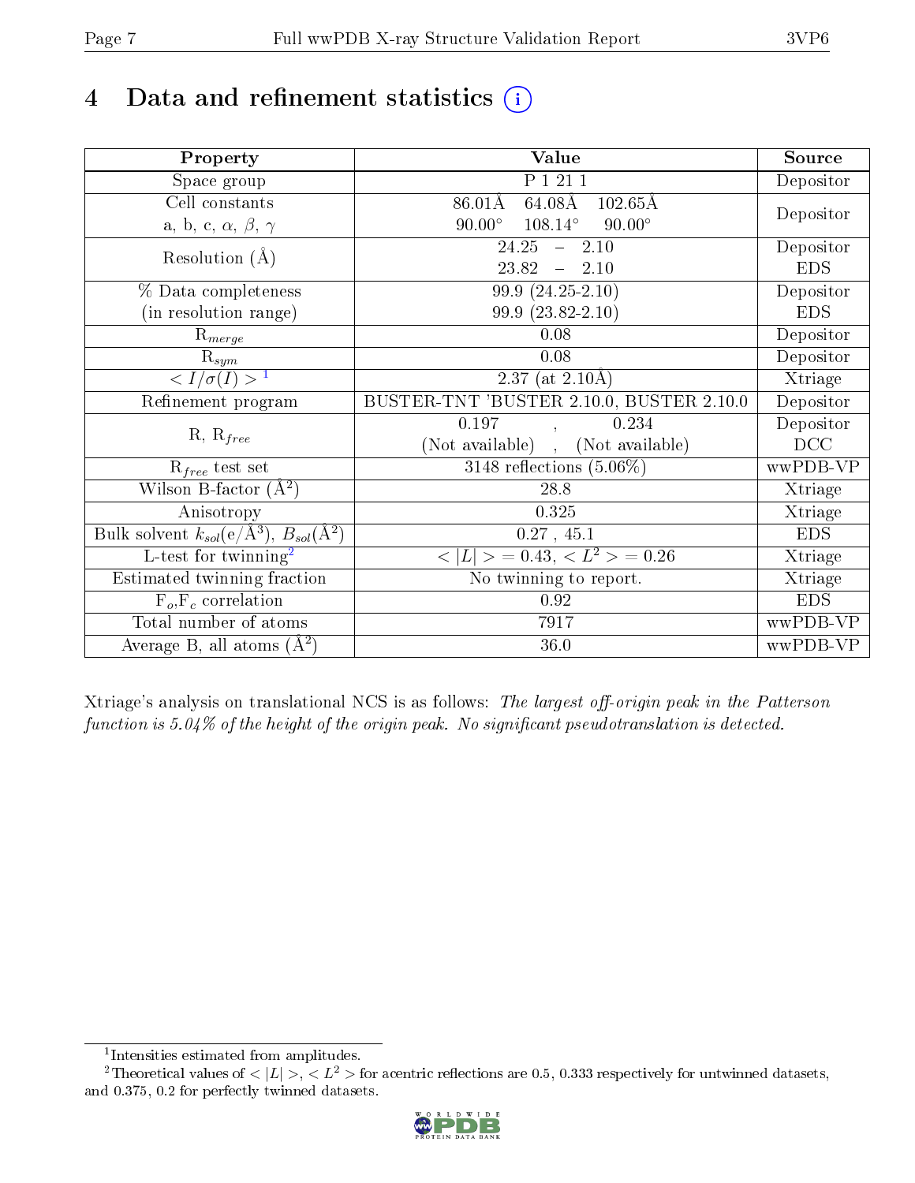# 4 Data and refinement statistics (i)

| Property | Value | Source |
|---|---|---|
| Space group | P 1 21 1 | Depositor |
| Cell constants<br>a, b, c, $\alpha$, $\beta$, $\gamma$ | 86.01Å 64.08Å 102.65Å<br>90.00° 108.14° 90.00° | Depositor |
| Resolution (Å) | 24.25 – 2.10<br>23.82 – 2.10 | Depositor<br>EDS |
| % Data completeness<br>(in resolution range) | 99.9 (24.25-2.10)<br>99.9 (23.82-2.10) | Depositor<br>EDS |
| $R_{merge}$ | 0.08 | Depositor |
| $R_{sym}$ | 0.08 | Depositor |
| $< I/\sigma(I) >$ [1] | 2.37 (at 2.10Å) | Xtriage |
| Refinement program | BUSTER-TNT 'BUSTER 2.10.0, BUSTER 2.10.0 | Depositor |
| R, $R_{free}$ | 0.197 , 0.234<br>(Not available) , (Not available) | Depositor<br>DCC |
| $R_{free}$ test set | 3148 reflections (5.06%) | wwPDB-VP |
| Wilson B-factor (Å$^2$) | 28.8 | Xtriage |
| Anisotropy | 0.325 | Xtriage |
| Bulk solvent $k_{sol}$(e/Å$^3$), $B_{sol}$(Å$^2$) | 0.27 , 45.1 | EDS |
| L-test for twinning[2] | $< \|L\| >$ = 0.43, $< L^2 >$ = 0.26 | Xtriage |
| Estimated twinning fraction | No twinning to report. | Xtriage |
| $F_o$,$F_c$ correlation | 0.92 | EDS |
| Total number of atoms | 7917 | wwPDB-VP |
| Average B, all atoms (Å$^2$) | 36.0 | wwPDB-VP |

Xtriage's analysis on translational NCS is as follows: *The largest off-origin peak in the Patterson function is 5.04% of the height of the origin peak. No significant pseudotranslation is detected.*

[1] Intensities estimated from amplitudes.

[2] Theoretical values of $< |L| >$, $< L^2 >$ for acentric reflections are 0.5, 0.333 respectively for untwinned datasets, and 0.375, 0.2 for perfectly twinned datasets.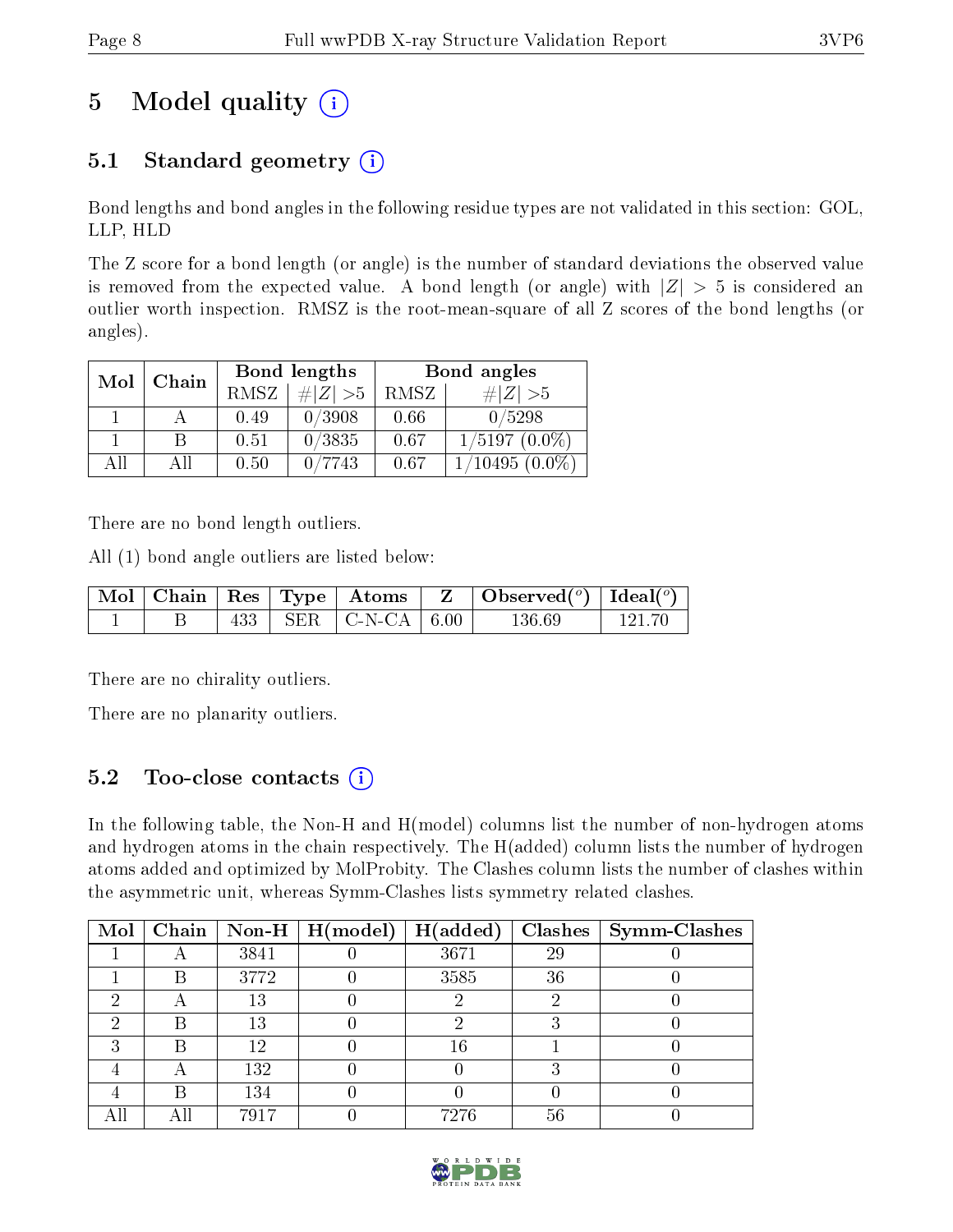# 5 Model quality (i)

## 5.1 Standard geometry (i)

Bond lengths and bond angles in the following residue types are not validated in this section: GOL, LLP, HLD

The Z score for a bond length (or angle) is the number of standard deviations the observed value is removed from the expected value. A bond length (or angle) with $|Z| > 5$ is considered an outlier worth inspection. RMSZ is the root-mean-square of all Z scores of the bond lengths (or angles).

| Mol | Chain | Bond lengths | | Bond angles | |
|---|---|---|---|---|---|
| | | RMSZ | $\#\|Z\| >5$ | RMSZ | $\#\|Z\| >5$ |
| 1 | A | 0.49 | 0/3908 | 0.66 | 0/5298 |
| 1 | B | 0.51 | 0/3835 | 0.67 | 1/5197 (0.0%) |
| All | All | 0.50 | 0/7743 | 0.67 | 1/10495 (0.0%) |

There are no bond length outliers.

All (1) bond angle outliers are listed below:

| Mol | Chain | Res | Type | Atoms | Z | Observed($^o$) | Ideal($^o$) |
|---|---|---|---|---|---|---|---|
| 1 | B | 433 | SER | C-N-CA | 6.00 | 136.69 | 121.70 |

There are no chirality outliers.

There are no planarity outliers.

## 5.2 Too-close contacts (i)

In the following table, the Non-H and H(model) columns list the number of non-hydrogen atoms and hydrogen atoms in the chain respectively. The H(added) column lists the number of hydrogen atoms added and optimized by MolProbity. The Clashes column lists the number of clashes within the asymmetric unit, whereas Symm-Clashes lists symmetry related clashes.

| Mol | Chain | Non-H | H(model) | H(added) | Clashes | Symm-Clashes |
|---|---|---|---|---|---|---|
| 1 | A | 3841 | 0 | 3671 | 29 | 0 |
| 1 | B | 3772 | 0 | 3585 | 36 | 0 |
| 2 | A | 13 | 0 | 2 | 2 | 0 |
| 2 | B | 13 | 0 | 2 | 3 | 0 |
| 3 | B | 12 | 0 | 16 | 1 | 0 |
| 4 | A | 132 | 0 | 0 | 3 | 0 |
| 4 | B | 134 | 0 | 0 | 0 | 0 |
| All | All | 7917 | 0 | 7276 | 56 | 0 |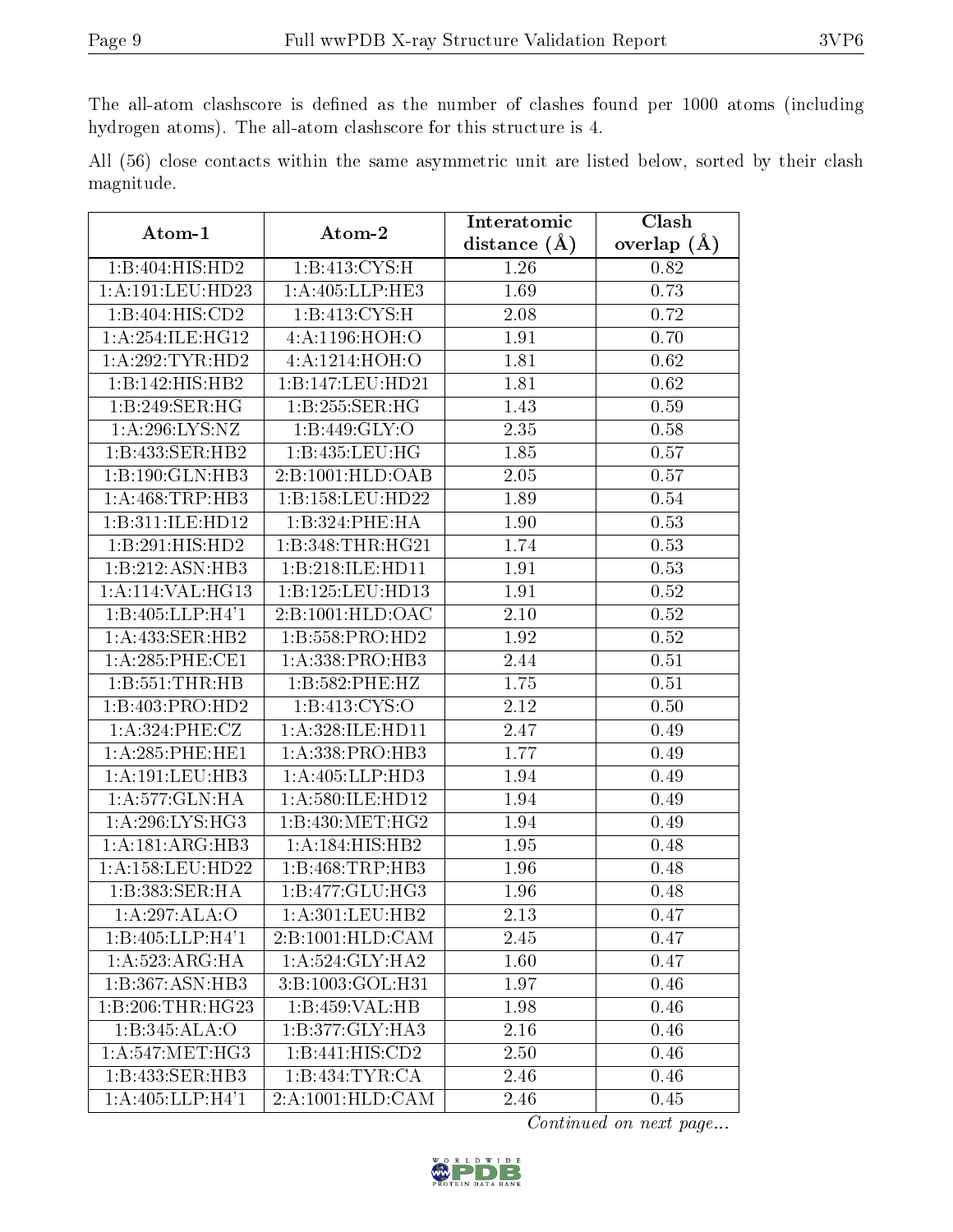The all-atom clashscore is defined as the number of clashes found per 1000 atoms (including hydrogen atoms). The all-atom clashscore for this structure is 4.

All (56) close contacts within the same asymmetric unit are listed below, sorted by their clash magnitude.

| Atom-1 | Atom-2 | Interatomic distance (Å) | Clash overlap (Å) |
|---|---|---|---|
| 1:B:404:HIS:HD2 | 1:B:413:CYS:H | 1.26 | 0.82 |
| 1:A:191:LEU:HD23 | 1:A:405:LLP:HE3 | 1.69 | 0.73 |
| 1:B:404:HIS:CD2 | 1:B:413:CYS:H | 2.08 | 0.72 |
| 1:A:254:ILE:HG12 | 4:A:1196:HOH:O | 1.91 | 0.70 |
| 1:A:292:TYR:HD2 | 4:A:1214:HOH:O | 1.81 | 0.62 |
| 1:B:142:HIS:HB2 | 1:B:147:LEU:HD21 | 1.81 | 0.62 |
| 1:B:249:SER:HG | 1:B:255:SER:HG | 1.43 | 0.59 |
| 1:A:296:LYS:NZ | 1:B:449:GLY:O | 2.35 | 0.58 |
| 1:B:433:SER:HB2 | 1:B:435:LEU:HG | 1.85 | 0.57 |
| 1:B:190:GLN:HB3 | 2:B:1001:HLD:OAB | 2.05 | 0.57 |
| 1:A:468:TRP:HB3 | 1:B:158:LEU:HD22 | 1.89 | 0.54 |
| 1:B:311:ILE:HD12 | 1:B:324:PHE:HA | 1.90 | 0.53 |
| 1:B:291:HIS:HD2 | 1:B:348:THR:HG21 | 1.74 | 0.53 |
| 1:B:212:ASN:HB3 | 1:B:218:ILE:HD11 | 1.91 | 0.53 |
| 1:A:114:VAL:HG13 | 1:B:125:LEU:HD13 | 1.91 | 0.52 |
| 1:B:405:LLP:H4'1 | 2:B:1001:HLD:OAC | 2.10 | 0.52 |
| 1:A:433:SER:HB2 | 1:B:558:PRO:HD2 | 1.92 | 0.52 |
| 1:A:285:PHE:CE1 | 1:A:338:PRO:HB3 | 2.44 | 0.51 |
| 1:B:551:THR:HB | 1:B:582:PHE:HZ | 1.75 | 0.51 |
| 1:B:403:PRO:HD2 | 1:B:413:CYS:O | 2.12 | 0.50 |
| 1:A:324:PHE:CZ | 1:A:328:ILE:HD11 | 2.47 | 0.49 |
| 1:A:285:PHE:HE1 | 1:A:338:PRO:HB3 | 1.77 | 0.49 |
| 1:A:191:LEU:HB3 | 1:A:405:LLP:HD3 | 1.94 | 0.49 |
| 1:A:577:GLN:HA | 1:A:580:ILE:HD12 | 1.94 | 0.49 |
| 1:A:296:LYS:HG3 | 1:B:430:MET:HG2 | 1.94 | 0.49 |
| 1:A:181:ARG:HB3 | 1:A:184:HIS:HB2 | 1.95 | 0.48 |
| 1:A:158:LEU:HD22 | 1:B:468:TRP:HB3 | 1.96 | 0.48 |
| 1:B:383:SER:HA | 1:B:477:GLU:HG3 | 1.96 | 0.48 |
| 1:A:297:ALA:O | 1:A:301:LEU:HB2 | 2.13 | 0.47 |
| 1:B:405:LLP:H4'1 | 2:B:1001:HLD:CAM | 2.45 | 0.47 |
| 1:A:523:ARG:HA | 1:A:524:GLY:HA2 | 1.60 | 0.47 |
| 1:B:367:ASN:HB3 | 3:B:1003:GOL:H31 | 1.97 | 0.46 |
| 1:B:206:THR:HG23 | 1:B:459:VAL:HB | 1.98 | 0.46 |
| 1:B:345:ALA:O | 1:B:377:GLY:HA3 | 2.16 | 0.46 |
| 1:A:547:MET:HG3 | 1:B:441:HIS:CD2 | 2.50 | 0.46 |
| 1:B:433:SER:HB3 | 1:B:434:TYR:CA | 2.46 | 0.46 |
| 1:A:405:LLP:H4'1 | 2:A:1001:HLD:CAM | 2.46 | 0.45 |

*Continued on next page...*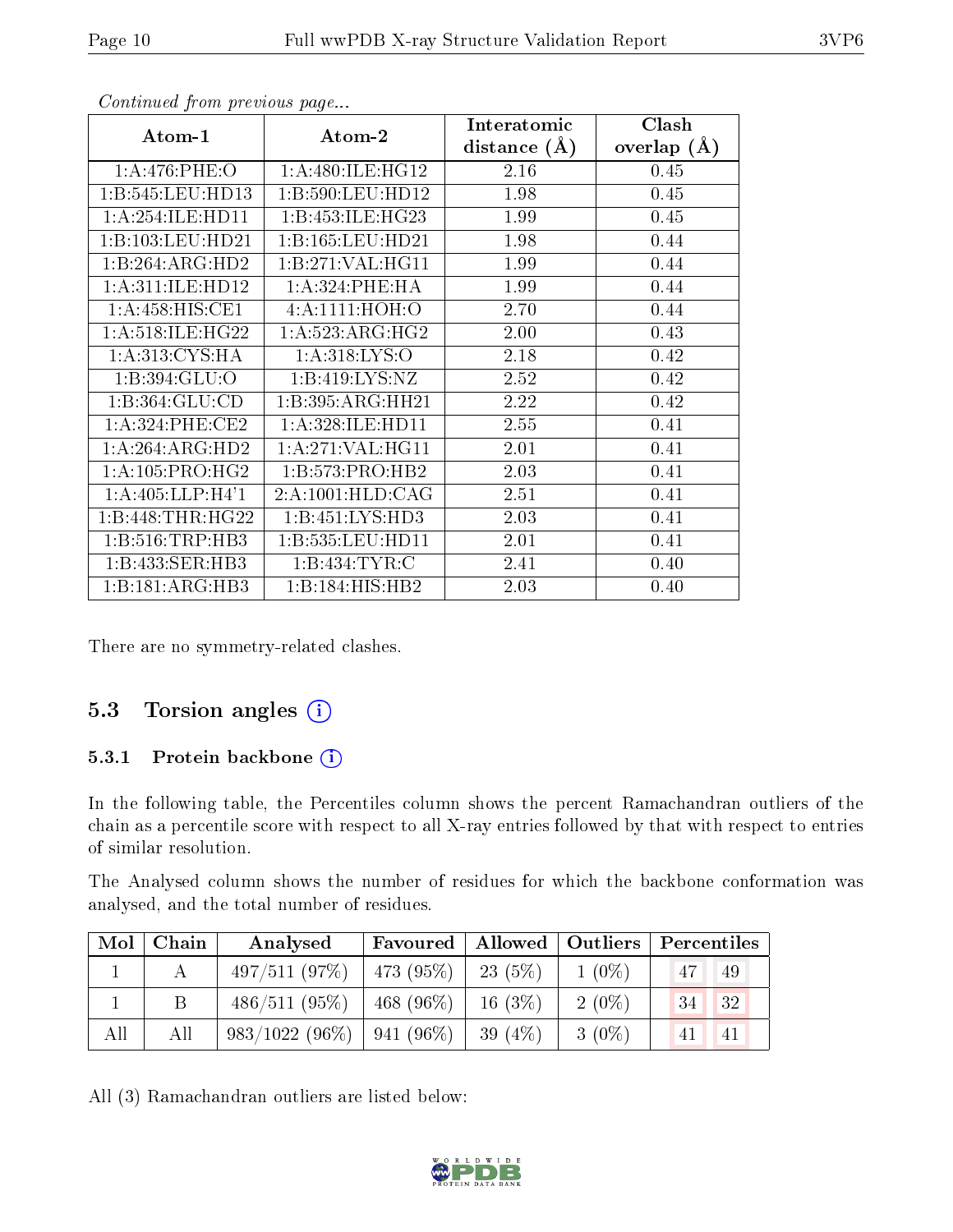*Continued from previous page...*

| Atom-1 | Atom-2 | Interatomic distance (Å) | Clash overlap (Å) |
|---|---|---|---|
| 1:A:476:PHE:O | 1:A:480:ILE:HG12 | 2.16 | 0.45 |
| 1:B:545:LEU:HD13 | 1:B:590:LEU:HD12 | 1.98 | 0.45 |
| 1:A:254:ILE:HD11 | 1:B:453:ILE:HG23 | 1.99 | 0.45 |
| 1:B:103:LEU:HD21 | 1:B:165:LEU:HD21 | 1.98 | 0.44 |
| 1:B:264:ARG:HD2 | 1:B:271:VAL:HG11 | 1.99 | 0.44 |
| 1:A:311:ILE:HD12 | 1:A:324:PHE:HA | 1.99 | 0.44 |
| 1:A:458:HIS:CE1 | 4:A:1111:HOH:O | 2.70 | 0.44 |
| 1:A:518:ILE:HG22 | 1:A:523:ARG:HG2 | 2.00 | 0.43 |
| 1:A:313:CYS:HA | 1:A:318:LYS:O | 2.18 | 0.42 |
| 1:B:394:GLU:O | 1:B:419:LYS:NZ | 2.52 | 0.42 |
| 1:B:364:GLU:CD | 1:B:395:ARG:HH21 | 2.22 | 0.42 |
| 1:A:324:PHE:CE2 | 1:A:328:ILE:HD11 | 2.55 | 0.41 |
| 1:A:264:ARG:HD2 | 1:A:271:VAL:HG11 | 2.01 | 0.41 |
| 1:A:105:PRO:HG2 | 1:B:573:PRO:HB2 | 2.03 | 0.41 |
| 1:A:405:LLP:H4'1 | 2:A:1001:HLD:CAG | 2.51 | 0.41 |
| 1:B:448:THR:HG22 | 1:B:451:LYS:HD3 | 2.03 | 0.41 |
| 1:B:516:TRP:HB3 | 1:B:535:LEU:HD11 | 2.01 | 0.41 |
| 1:B:433:SER:HB3 | 1:B:434:TYR:C | 2.41 | 0.40 |
| 1:B:181:ARG:HB3 | 1:B:184:HIS:HB2 | 2.03 | 0.40 |

There are no symmetry-related clashes.

## 5.3 Torsion angles

### 5.3.1 Protein backbone

In the following table, the Percentiles column shows the percent Ramachandran outliers of the chain as a percentile score with respect to all X-ray entries followed by that with respect to entries of similar resolution.

The Analysed column shows the number of residues for which the backbone conformation was analysed, and the total number of residues.

| Mol | Chain | Analysed | Favoured | Allowed | Outliers | Percentiles | |
|---|---|---|---|---|---|---|---|
| 1 | A | 497/511 (97%) | 473 (95%) | 23 (5%) | 1 (0%) | 47 | 49 |
| 1 | B | 486/511 (95%) | 468 (96%) | 16 (3%) | 2 (0%) | 34 | 32 |
| All | All | 983/1022 (96%) | 941 (96%) | 39 (4%) | 3 (0%) | 41 | 41 |

All (3) Ramachandran outliers are listed below: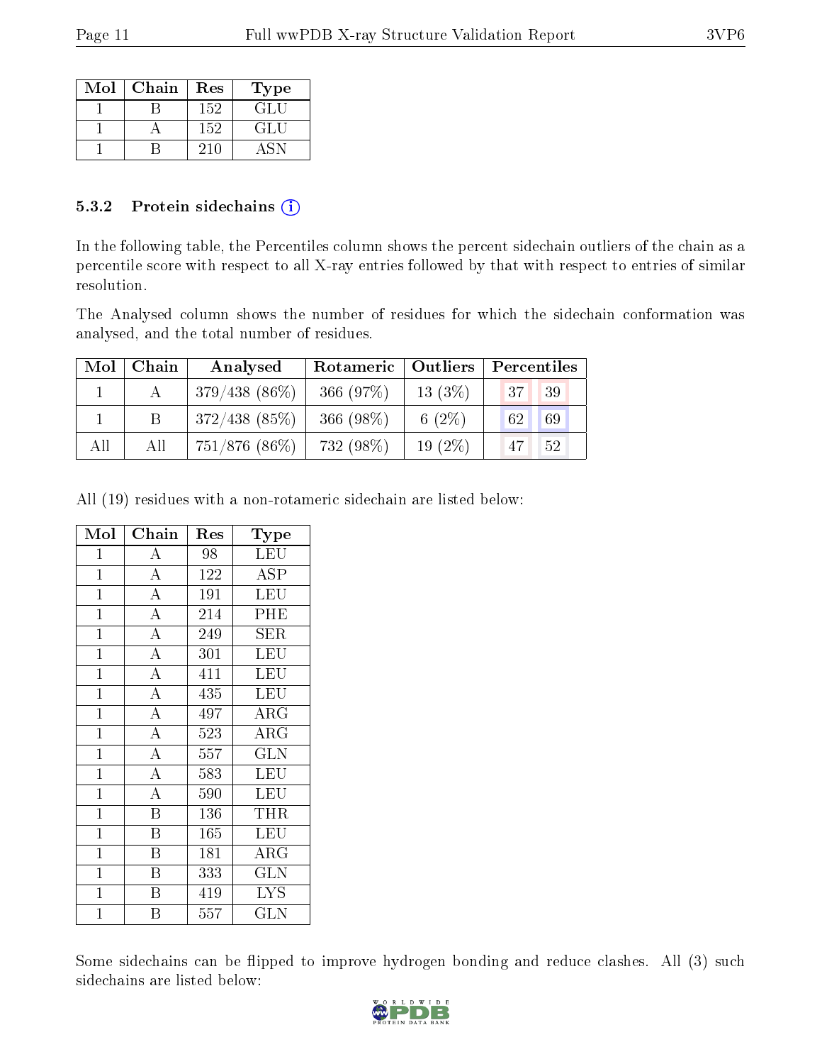| Mol | Chain | Res | Type |
|---|---|---|---|
| 1 | B | 152 | GLU |
| 1 | A | 152 | GLU |
| 1 | B | 210 | ASN |

### 5.3.2 Protein sidechains

In the following table, the Percentiles column shows the percent sidechain outliers of the chain as a percentile score with respect to all X-ray entries followed by that with respect to entries of similar resolution.

The Analysed column shows the number of residues for which the sidechain conformation was analysed, and the total number of residues.

| Mol | Chain | Analysed | Rotameric | Outliers | Percentiles | |
|---|---|---|---|---|---|---|
| 1 | A | 379/438 (86%) | 366 (97%) | 13 (3%) | 37 | 39 |
| 1 | B | 372/438 (85%) | 366 (98%) | 6 (2%) | 62 | 69 |
| All | All | 751/876 (86%) | 732 (98%) | 19 (2%) | 47 | 52 |

All (19) residues with a non-rotameric sidechain are listed below:

| Mol | Chain | Res | Type |
|---|---|---|---|
| 1 | A | 98 | LEU |
| 1 | A | 122 | ASP |
| 1 | A | 191 | LEU |
| 1 | A | 214 | PHE |
| 1 | A | 249 | SER |
| 1 | A | 301 | LEU |
| 1 | A | 411 | LEU |
| 1 | A | 435 | LEU |
| 1 | A | 497 | ARG |
| 1 | A | 523 | ARG |
| 1 | A | 557 | GLN |
| 1 | A | 583 | LEU |
| 1 | A | 590 | LEU |
| 1 | B | 136 | THR |
| 1 | B | 165 | LEU |
| 1 | B | 181 | ARG |
| 1 | B | 333 | GLN |
| 1 | B | 419 | LYS |
| 1 | B | 557 | GLN |

Some sidechains can be flipped to improve hydrogen bonding and reduce clashes. All (3) such sidechains are listed below: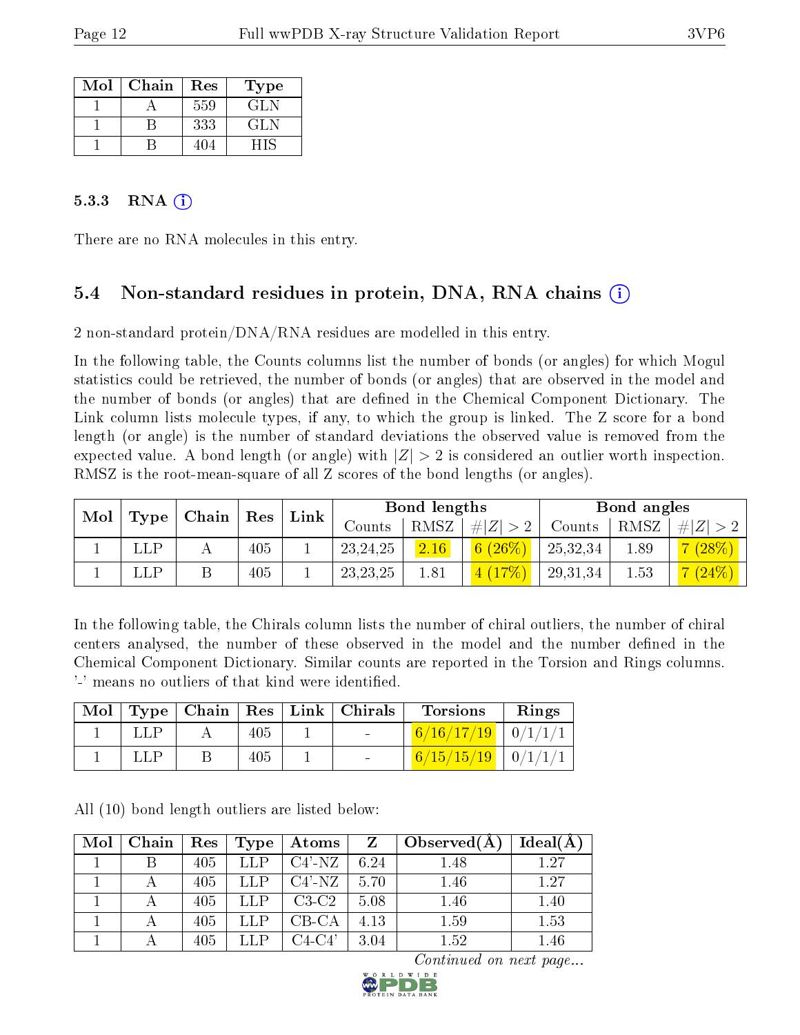| Mol | Chain | Res | Type |
|---|---|---|---|
| 1 | A | 559 | GLN |
| 1 | B | 333 | GLN |
| 1 | B | 404 | HIS |

### 5.3.3 RNA (i)

There are no RNA molecules in this entry.

## 5.4 Non-standard residues in protein, DNA, RNA chains (i)

2 non-standard protein/DNA/RNA residues are modelled in this entry.

In the following table, the Counts columns list the number of bonds (or angles) for which Mogul statistics could be retrieved, the number of bonds (or angles) that are observed in the model and the number of bonds (or angles) that are defined in the Chemical Component Dictionary. The Link column lists molecule types, if any, to which the group is linked. The Z score for a bond length (or angle) is the number of standard deviations the observed value is removed from the expected value. A bond length (or angle) with $|Z| > 2$ is considered an outlier worth inspection. RMSZ is the root-mean-square of all Z scores of the bond lengths (or angles).

| Mol | Type | Chain | Res | Link | Bond lengths | | | Bond angles | | |
|---|---|---|---|---|---|---|---|---|---|---|
| | | | | | Counts | RMSZ | #\|Z\| > 2 | Counts | RMSZ | #\|Z\| > 2 |
| 1 | LLP | A | 405 | 1 | 23,24,25 | 2.16 | 6 (26%) | 25,32,34 | 1.89 | 7 (28%) |
| 1 | LLP | B | 405 | 1 | 23,23,25 | 1.81 | 4 (17%) | 29,31,34 | 1.53 | 7 (24%) |

In the following table, the Chirals column lists the number of chiral outliers, the number of chiral centers analysed, the number of these observed in the model and the number defined in the Chemical Component Dictionary. Similar counts are reported in the Torsion and Rings columns. '-' means no outliers of that kind were identified.

| Mol | Type | Chain | Res | Link | Chirals | Torsions | Rings |
|---|---|---|---|---|---|---|---|
| 1 | LLP | A | 405 | 1 | - | 6/16/17/19 | 0/1/1/1 |
| 1 | LLP | B | 405 | 1 | - | 6/15/15/19 | 0/1/1/1 |

All (10) bond length outliers are listed below:

| Mol | Chain | Res | Type | Atoms | Z | Observed(Å) | Ideal(Å) |
|---|---|---|---|---|---|---|---|
| 1 | B | 405 | LLP | C4'-NZ | 6.24 | 1.48 | 1.27 |
| 1 | A | 405 | LLP | C4'-NZ | 5.70 | 1.46 | 1.27 |
| 1 | A | 405 | LLP | C3-C2 | 5.08 | 1.46 | 1.40 |
| 1 | A | 405 | LLP | CB-CA | 4.13 | 1.59 | 1.53 |
| 1 | A | 405 | LLP | C4-C4' | 3.04 | 1.52 | 1.46 |

*Continued on next page...*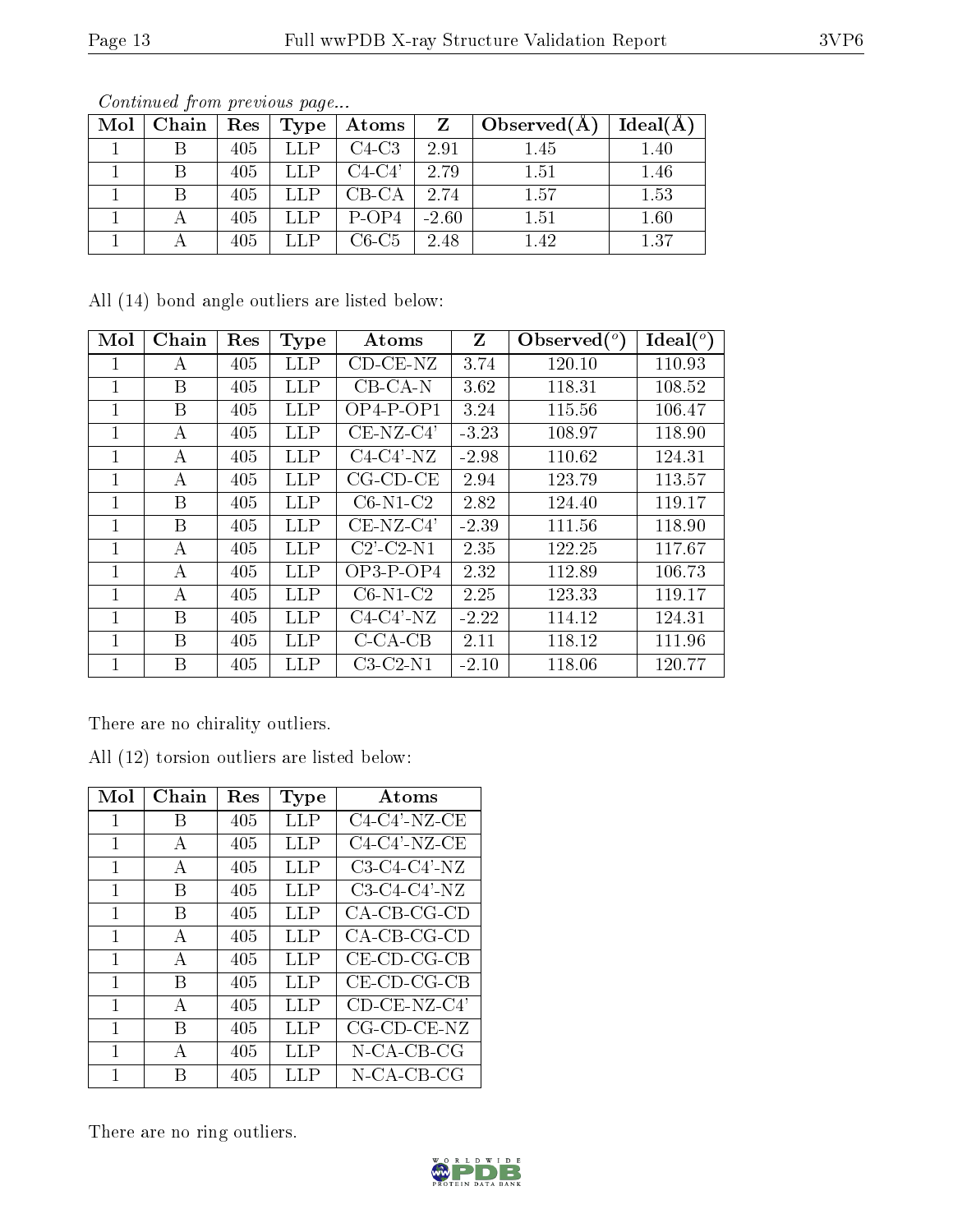*Continued from previous page...*

| Mol | Chain | Res | Type | Atoms | Z | Observed(Å) | Ideal(Å) |
|---|---|---|---|---|---|---|---|
| 1 | B | 405 | LLP | C4-C3 | 2.91 | 1.45 | 1.40 |
| 1 | B | 405 | LLP | C4-C4' | 2.79 | 1.51 | 1.46 |
| 1 | B | 405 | LLP | CB-CA | 2.74 | 1.57 | 1.53 |
| 1 | A | 405 | LLP | P-OP4 | -2.60 | 1.51 | 1.60 |
| 1 | A | 405 | LLP | C6-C5 | 2.48 | 1.42 | 1.37 |

All (14) bond angle outliers are listed below:

| Mol | Chain | Res | Type | Atoms | Z | Observed(°) | Ideal(°) |
|---|---|---|---|---|---|---|---|
| 1 | A | 405 | LLP | CD-CE-NZ | 3.74 | 120.10 | 110.93 |
| 1 | B | 405 | LLP | CB-CA-N | 3.62 | 118.31 | 108.52 |
| 1 | B | 405 | LLP | OP4-P-OP1 | 3.24 | 115.56 | 106.47 |
| 1 | A | 405 | LLP | CE-NZ-C4' | -3.23 | 108.97 | 118.90 |
| 1 | A | 405 | LLP | C4-C4'-NZ | -2.98 | 110.62 | 124.31 |
| 1 | A | 405 | LLP | CG-CD-CE | 2.94 | 123.79 | 113.57 |
| 1 | B | 405 | LLP | C6-N1-C2 | 2.82 | 124.40 | 119.17 |
| 1 | B | 405 | LLP | CE-NZ-C4' | -2.39 | 111.56 | 118.90 |
| 1 | A | 405 | LLP | C2'-C2-N1 | 2.35 | 122.25 | 117.67 |
| 1 | A | 405 | LLP | OP3-P-OP4 | 2.32 | 112.89 | 106.73 |
| 1 | A | 405 | LLP | C6-N1-C2 | 2.25 | 123.33 | 119.17 |
| 1 | B | 405 | LLP | C4-C4'-NZ | -2.22 | 114.12 | 124.31 |
| 1 | B | 405 | LLP | C-CA-CB | 2.11 | 118.12 | 111.96 |
| 1 | B | 405 | LLP | C3-C2-N1 | -2.10 | 118.06 | 120.77 |

There are no chirality outliers.

All (12) torsion outliers are listed below:

| Mol | Chain | Res | Type | Atoms |
|---|---|---|---|---|
| 1 | B | 405 | LLP | C4-C4'-NZ-CE |
| 1 | A | 405 | LLP | C4-C4'-NZ-CE |
| 1 | A | 405 | LLP | C3-C4-C4'-NZ |
| 1 | B | 405 | LLP | C3-C4-C4'-NZ |
| 1 | B | 405 | LLP | CA-CB-CG-CD |
| 1 | A | 405 | LLP | CA-CB-CG-CD |
| 1 | A | 405 | LLP | CE-CD-CG-CB |
| 1 | B | 405 | LLP | CE-CD-CG-CB |
| 1 | A | 405 | LLP | CD-CE-NZ-C4' |
| 1 | B | 405 | LLP | CG-CD-CE-NZ |
| 1 | A | 405 | LLP | N-CA-CB-CG |
| 1 | B | 405 | LLP | N-CA-CB-CG |

There are no ring outliers.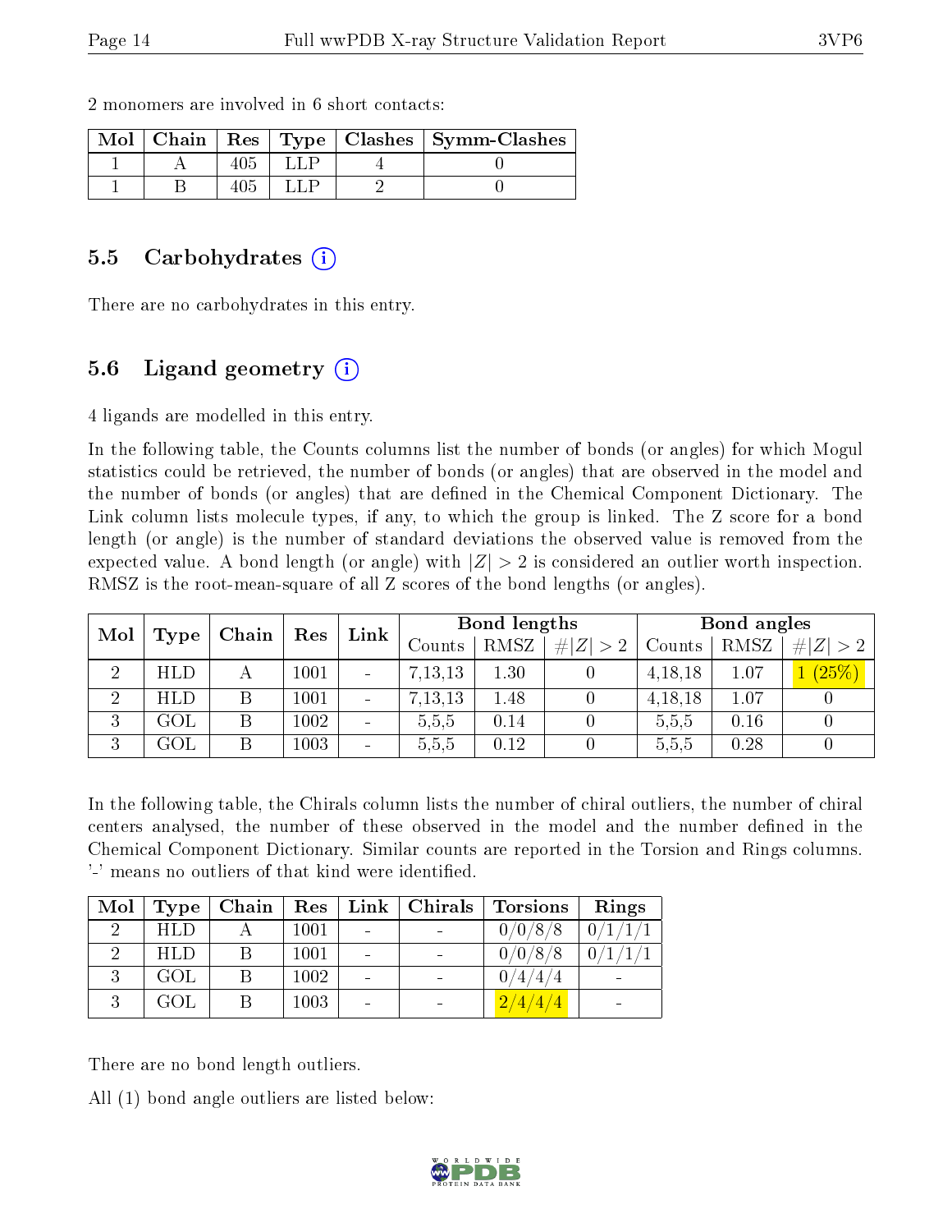2 monomers are involved in 6 short contacts:

| Mol | Chain | Res | Type | Clashes | Symm-Clashes |
|---|---|---|---|---|---|
| 1 | A | 405 | LLP | 4 | 0 |
| 1 | B | 405 | LLP | 2 | 0 |

## 5.5 Carbohydrates

There are no carbohydrates in this entry.

## 5.6 Ligand geometry

4 ligands are modelled in this entry.

In the following table, the Counts columns list the number of bonds (or angles) for which Mogul statistics could be retrieved, the number of bonds (or angles) that are observed in the model and the number of bonds (or angles) that are defined in the Chemical Component Dictionary. The Link column lists molecule types, if any, to which the group is linked. The Z score for a bond length (or angle) is the number of standard deviations the observed value is removed from the expected value. A bond length (or angle) with $|Z| > 2$ is considered an outlier worth inspection. RMSZ is the root-mean-square of all Z scores of the bond lengths (or angles).

| Mol | Type | Chain | Res | Link | Bond lengths | | | Bond angles | | |
|---|---|---|---|---|---|---|---|---|---|---|
| | | | | | Counts | RMSZ | $\#\|Z\|>2$ | Counts | RMSZ | $\#\|Z\|>2$ |
| 2 | HLD | A | 1001 | - | 7,13,13 | 1.30 | 0 | 4,18,18 | 1.07 | 1 (25%) |
| 2 | HLD | B | 1001 | - | 7,13,13 | 1.48 | 0 | 4,18,18 | 1.07 | 0 |
| 3 | GOL | B | 1002 | - | 5,5,5 | 0.14 | 0 | 5,5,5 | 0.16 | 0 |
| 3 | GOL | B | 1003 | - | 5,5,5 | 0.12 | 0 | 5,5,5 | 0.28 | 0 |

In the following table, the Chirals column lists the number of chiral outliers, the number of chiral centers analysed, the number of these observed in the model and the number defined in the Chemical Component Dictionary. Similar counts are reported in the Torsion and Rings columns. '-' means no outliers of that kind were identified.

| Mol | Type | Chain | Res | Link | Chirals | Torsions | Rings |
|---|---|---|---|---|---|---|---|
| 2 | HLD | A | 1001 | - | - | 0/0/8/8 | 0/1/1/1 |
| 2 | HLD | B | 1001 | - | - | 0/0/8/8 | 0/1/1/1 |
| 3 | GOL | B | 1002 | - | - | 0/4/4/4 | - |
| 3 | GOL | B | 1003 | - | - | 2/4/4/4 | - |

There are no bond length outliers.

All (1) bond angle outliers are listed below: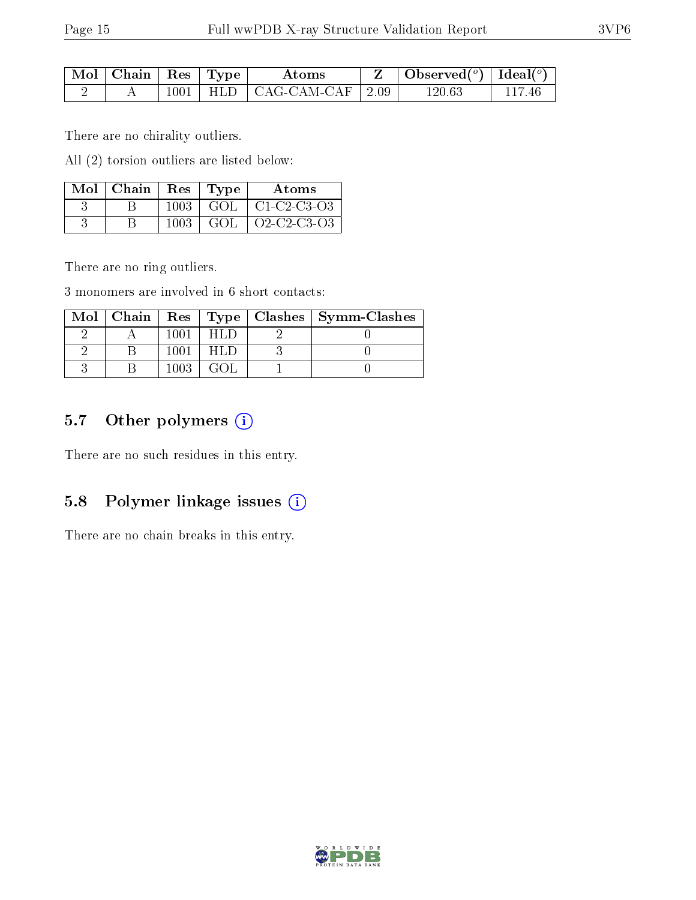| Mol | Chain | Res | Type | Atoms | Z | Observed($^o$) | Ideal($^o$) |
|---|---|---|---|---|---|---|---|
| 2 | A | 1001 | HLD | CAG-CAM-CAF | 2.09 | 120.63 | 117.46 |

There are no chirality outliers.

All (2) torsion outliers are listed below:

| Mol | Chain | Res | Type | Atoms |
|---|---|---|---|---|
| 3 | B | 1003 | GOL | C1-C2-C3-O3 |
| 3 | B | 1003 | GOL | O2-C2-C3-O3 |

There are no ring outliers.

3 monomers are involved in 6 short contacts:

| Mol | Chain | Res | Type | Clashes | Symm-Clashes |
|---|---|---|---|---|---|
| 2 | A | 1001 | HLD | 2 | 0 |
| 2 | B | 1001 | HLD | 3 | 0 |
| 3 | B | 1003 | GOL | 1 | 0 |

## 5.7 Other polymers

There are no such residues in this entry.

## 5.8 Polymer linkage issues

There are no chain breaks in this entry.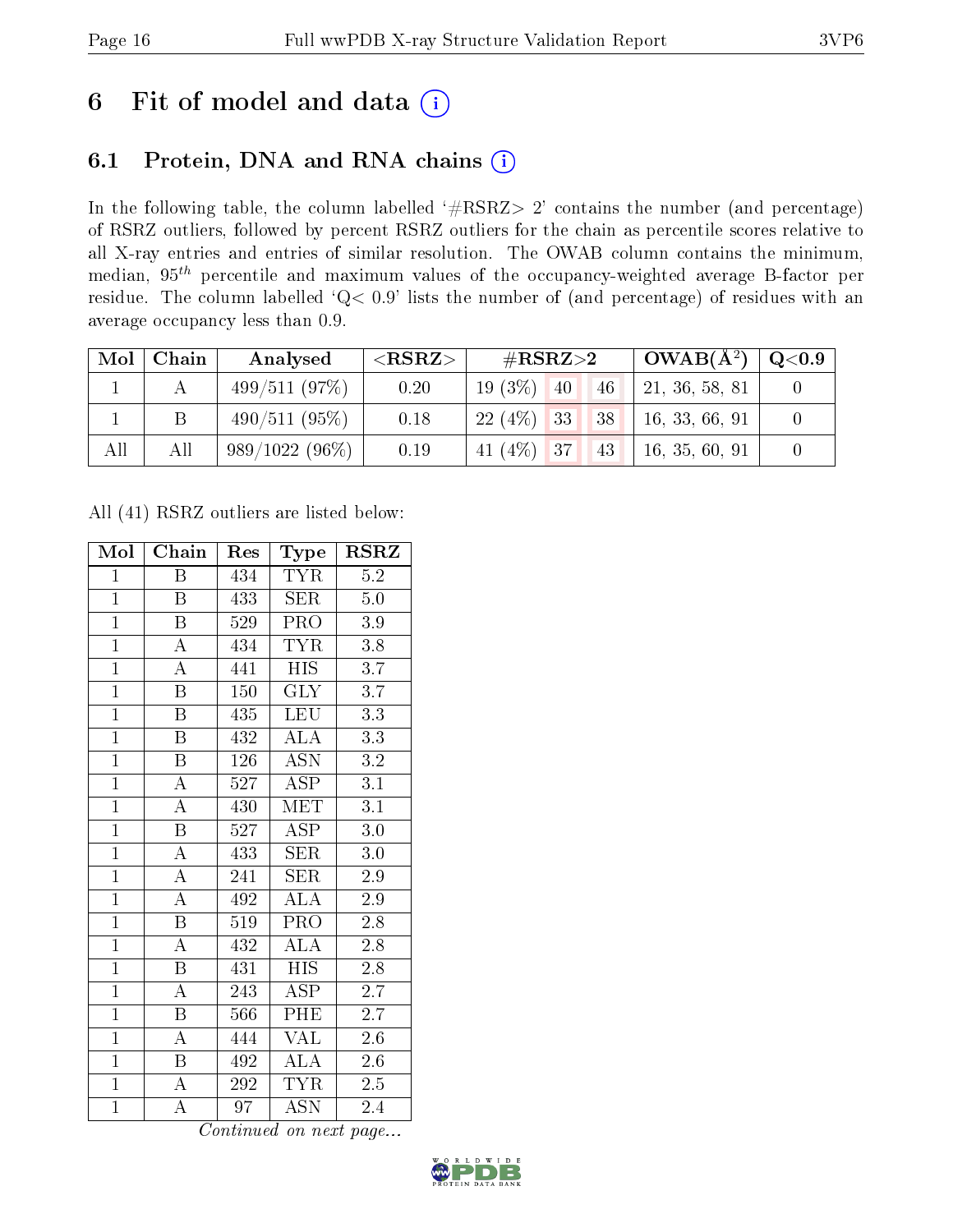# 6 Fit of model and data

## 6.1 Protein, DNA and RNA chains

In the following table, the column labelled '#RSRZ> 2' contains the number (and percentage) of RSRZ outliers, followed by percent RSRZ outliers for the chain as percentile scores relative to all X-ray entries and entries of similar resolution. The OWAB column contains the minimum, median, $95^{th}$ percentile and maximum values of the occupancy-weighted average B-factor per residue. The column labelled 'Q< 0.9' lists the number of (and percentage) of residues with an average occupancy less than 0.9.

| Mol | Chain | Analysed | <RSRZ> | #RSRZ>2 | | | OWAB(Å$^2$) | Q<0.9 |
|---|---|---|---|---|---|---|---|---|
| 1 | A | 499/511 (97%) | 0.20 | 19 (3%) | 40 | 46 | 21, 36, 58, 81 | 0 |
| 1 | B | 490/511 (95%) | 0.18 | 22 (4%) | 33 | 38 | 16, 33, 66, 91 | 0 |
| All | All | 989/1022 (96%) | 0.19 | 41 (4%) | 37 | 43 | 16, 35, 60, 91 | 0 |

All (41) RSRZ outliers are listed below:

| Mol | Chain | Res | Type | RSRZ |
|---|---|---|---|---|
| 1 | B | 434 | TYR | 5.2 |
| 1 | B | 433 | SER | 5.0 |
| 1 | B | 529 | PRO | 3.9 |
| 1 | A | 434 | TYR | 3.8 |
| 1 | A | 441 | HIS | 3.7 |
| 1 | B | 150 | GLY | 3.7 |
| 1 | B | 435 | LEU | 3.3 |
| 1 | B | 432 | ALA | 3.3 |
| 1 | B | 126 | ASN | 3.2 |
| 1 | A | 527 | ASP | 3.1 |
| 1 | A | 430 | MET | 3.1 |
| 1 | B | 527 | ASP | 3.0 |
| 1 | A | 433 | SER | 3.0 |
| 1 | A | 241 | SER | 2.9 |
| 1 | A | 492 | ALA | 2.9 |
| 1 | B | 519 | PRO | 2.8 |
| 1 | A | 432 | ALA | 2.8 |
| 1 | B | 431 | HIS | 2.8 |
| 1 | A | 243 | ASP | 2.7 |
| 1 | B | 566 | PHE | 2.7 |
| 1 | A | 444 | VAL | 2.6 |
| 1 | B | 492 | ALA | 2.6 |
| 1 | A | 292 | TYR | 2.5 |
| 1 | A | 97 | ASN | 2.4 |

*Continued on next page...*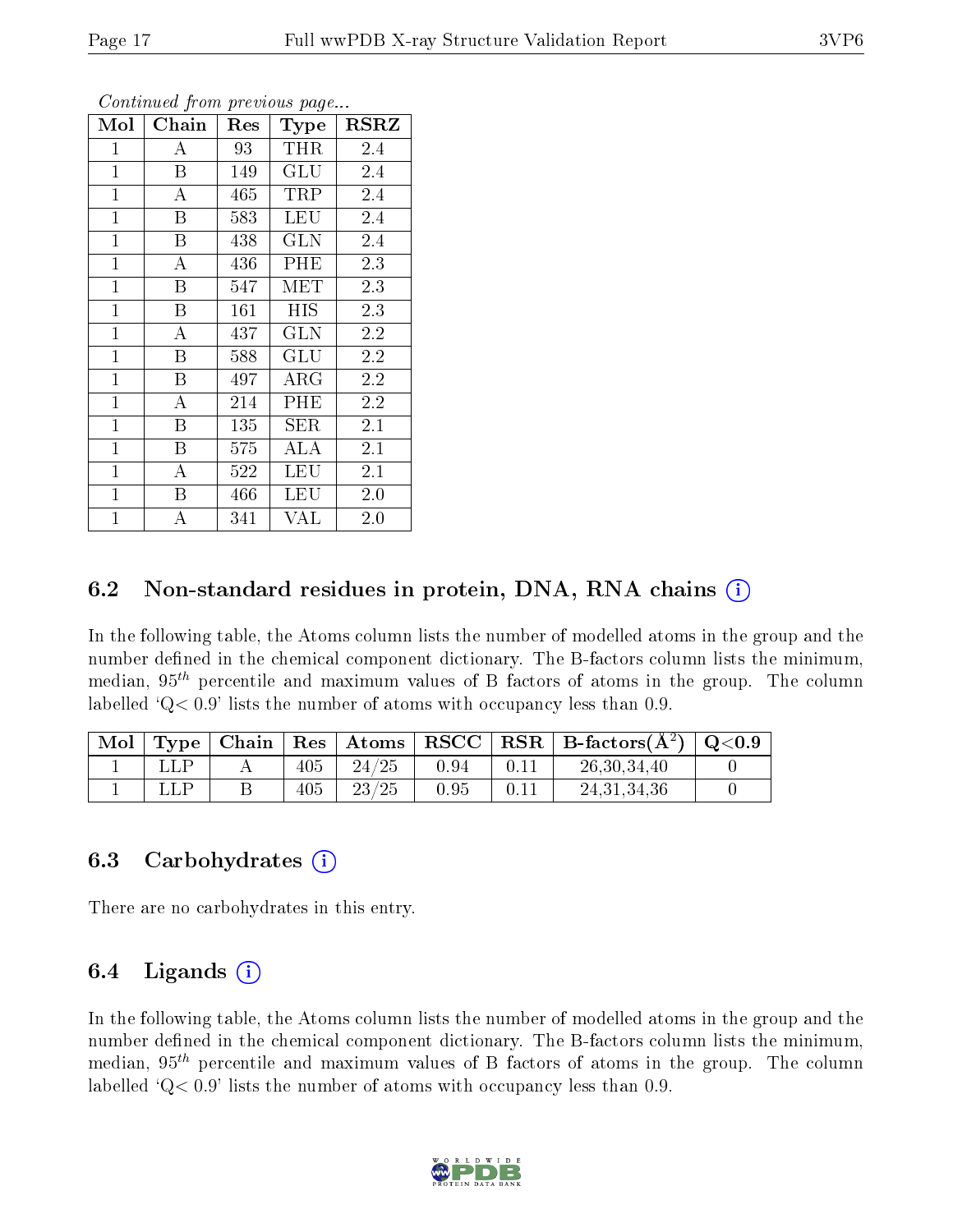*Continued from previous page...*

| Mol | Chain | Res | Type | RSRZ |
|---|---|---|---|---|
| 1 | A | 93 | THR | 2.4 |
| 1 | B | 149 | GLU | 2.4 |
| 1 | A | 465 | TRP | 2.4 |
| 1 | B | 583 | LEU | 2.4 |
| 1 | B | 438 | GLN | 2.4 |
| 1 | A | 436 | PHE | 2.3 |
| 1 | B | 547 | MET | 2.3 |
| 1 | B | 161 | HIS | 2.3 |
| 1 | A | 437 | GLN | 2.2 |
| 1 | B | 588 | GLU | 2.2 |
| 1 | B | 497 | ARG | 2.2 |
| 1 | A | 214 | PHE | 2.2 |
| 1 | B | 135 | SER | 2.1 |
| 1 | B | 575 | ALA | 2.1 |
| 1 | A | 522 | LEU | 2.1 |
| 1 | B | 466 | LEU | 2.0 |
| 1 | A | 341 | VAL | 2.0 |

## 6.2 Non-standard residues in protein, DNA, RNA chains

In the following table, the Atoms column lists the number of modelled atoms in the group and the number defined in the chemical component dictionary. The B-factors column lists the minimum, median, $95^{th}$ percentile and maximum values of B factors of atoms in the group. The column labelled 'Q< 0.9' lists the number of atoms with occupancy less than 0.9.

| Mol | Type | Chain | Res | Atoms | RSCC | RSR | B-factors(Å$^2$) | Q<0.9 |
|---|---|---|---|---|---|---|---|---|
| 1 | LLP | A | 405 | 24/25 | 0.94 | 0.11 | 26,30,34,40 | 0 |
| 1 | LLP | B | 405 | 23/25 | 0.95 | 0.11 | 24,31,34,36 | 0 |

## 6.3 Carbohydrates

There are no carbohydrates in this entry.

## 6.4 Ligands

In the following table, the Atoms column lists the number of modelled atoms in the group and the number defined in the chemical component dictionary. The B-factors column lists the minimum, median, $95^{th}$ percentile and maximum values of B factors of atoms in the group. The column labelled 'Q< 0.9' lists the number of atoms with occupancy less than 0.9.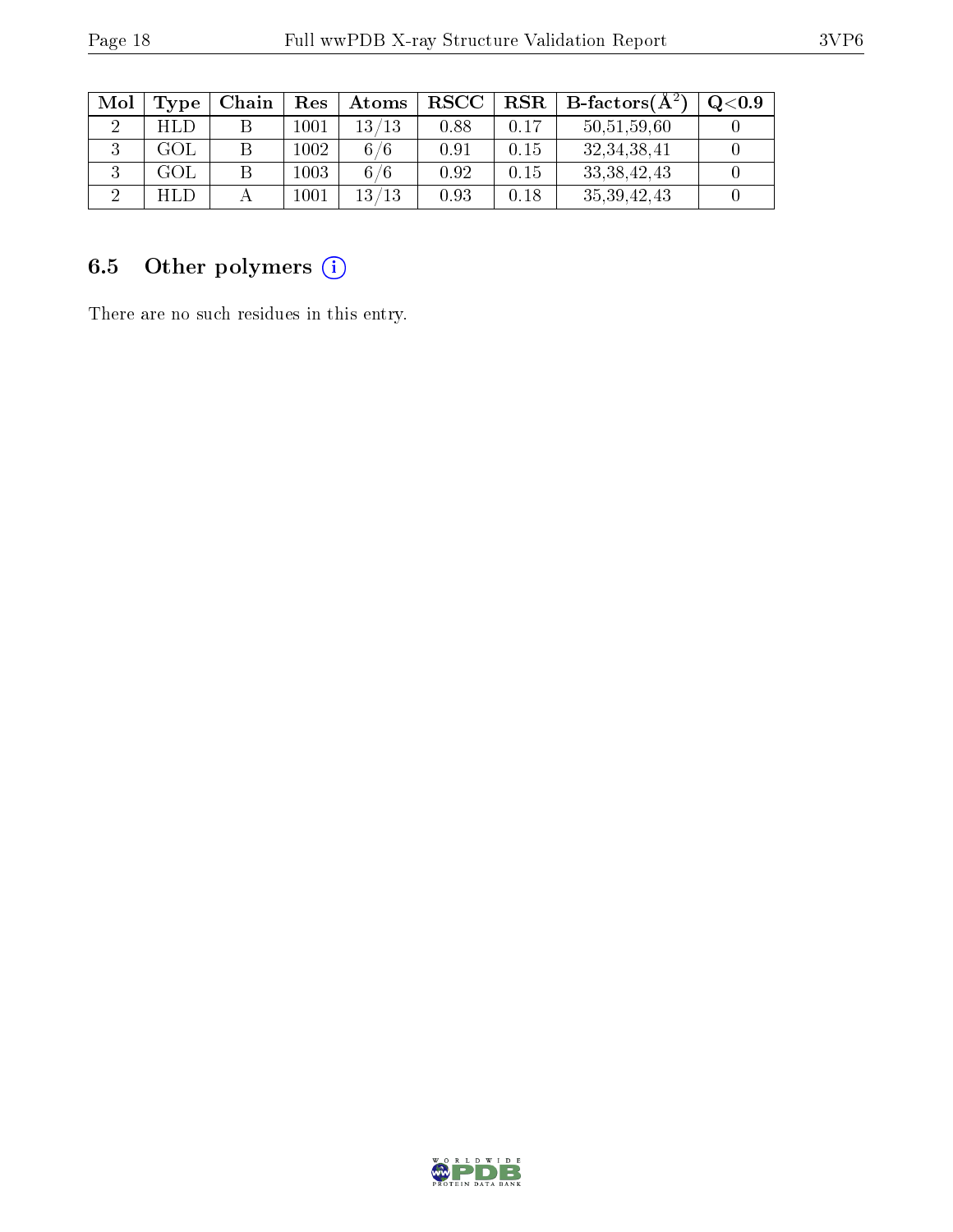| Mol | Type | Chain | Res | Atoms | RSCC | RSR | B-factors($Å^2$) | Q<0.9 |
|---|---|---|---|---|---|---|---|---|
| 2 | HLD | B | 1001 | 13/13 | 0.88 | 0.17 | 50,51,59,60 | 0 |
| 3 | GOL | B | 1002 | 6/6 | 0.91 | 0.15 | 32,34,38,41 | 0 |
| 3 | GOL | B | 1003 | 6/6 | 0.92 | 0.15 | 33,38,42,43 | 0 |
| 2 | HLD | A | 1001 | 13/13 | 0.93 | 0.18 | 35,39,42,43 | 0 |

### 6.5 Other polymers (i)

There are no such residues in this entry.